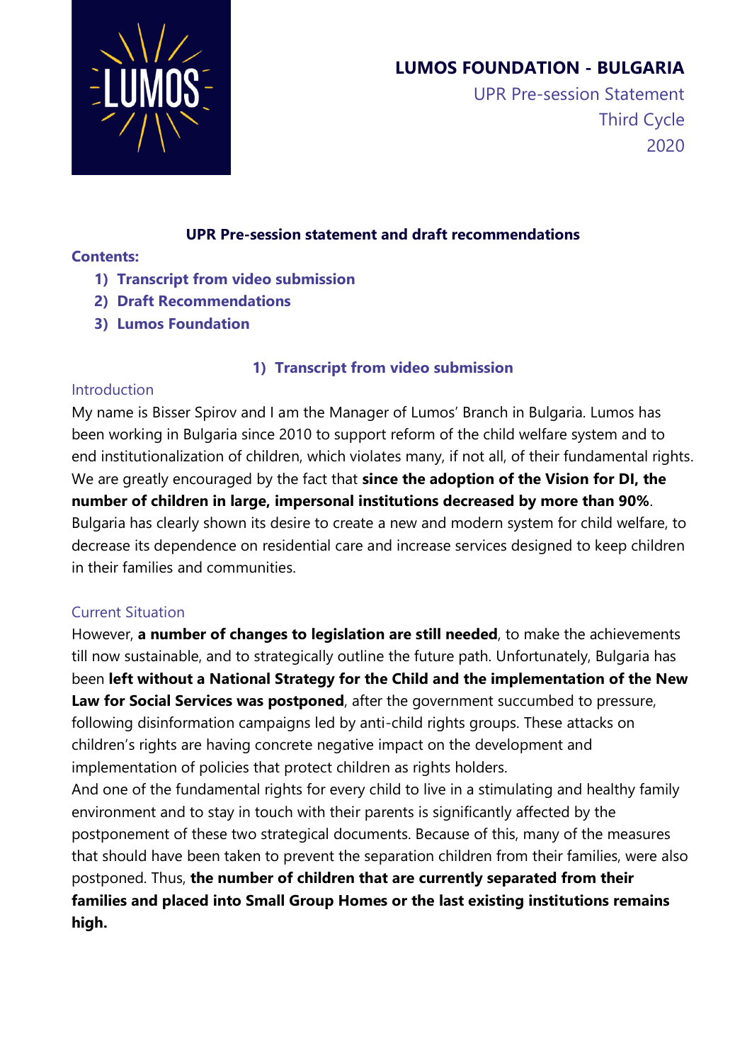# LUMOS FOUNDATION - BULGARIA

UPR Pre-session Statement
Third Cycle
2020

**UPR Pre-session statement and draft recommendations**

**Contents:**

1) **Transcript from video submission**
2) **Draft Recommendations**
3) **Lumos Foundation**

## 1) Transcript from video submission

### Introduction

My name is Bisser Spirov and I am the Manager of Lumos' Branch in Bulgaria. Lumos has been working in Bulgaria since 2010 to support reform of the child welfare system and to end institutionalization of children, which violates many, if not all, of their fundamental rights. We are greatly encouraged by the fact that **since the adoption of the Vision for DI, the number of children in large, impersonal institutions decreased by more than 90%**. Bulgaria has clearly shown its desire to create a new and modern system for child welfare, to decrease its dependence on residential care and increase services designed to keep children in their families and communities.

### Current Situation

However, **a number of changes to legislation are still needed**, to make the achievements till now sustainable, and to strategically outline the future path. Unfortunately, Bulgaria has been **left without a National Strategy for the Child and the implementation of the New Law for Social Services was postponed**, after the government succumbed to pressure, following disinformation campaigns led by anti-child rights groups. These attacks on children's rights are having concrete negative impact on the development and implementation of policies that protect children as rights holders.

And one of the fundamental rights for every child to live in a stimulating and healthy family environment and to stay in touch with their parents is significantly affected by the postponement of these two strategical documents. Because of this, many of the measures that should have been taken to prevent the separation children from their families, were also postponed. Thus, **the number of children that are currently separated from their families and placed into Small Group Homes or the last existing institutions remains high.**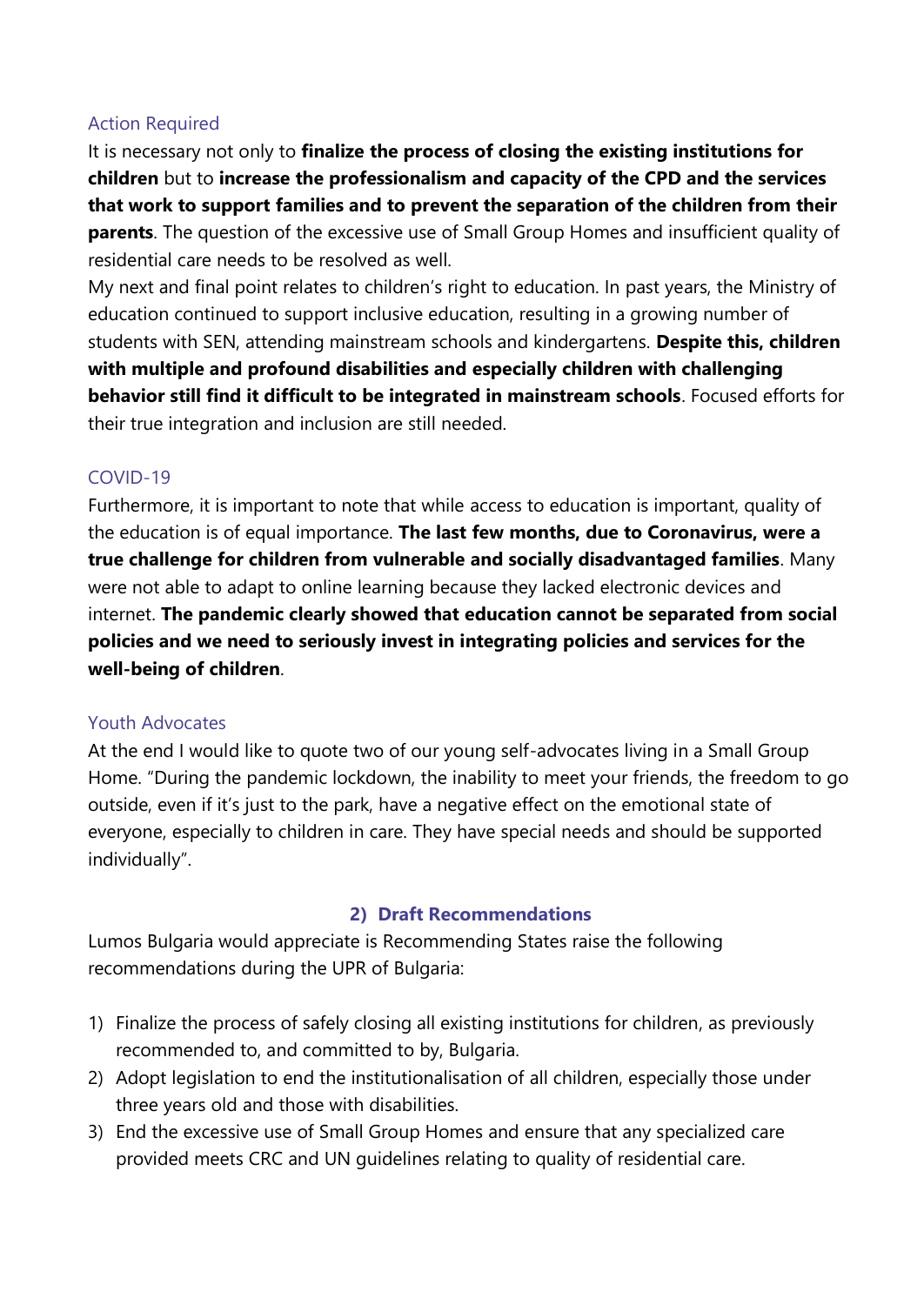### Action Required

It is necessary not only to **finalize the process of closing the existing institutions for children** but to **increase the professionalism and capacity of the CPD and the services that work to support families and to prevent the separation of the children from their parents**. The question of the excessive use of Small Group Homes and insufficient quality of residential care needs to be resolved as well.

My next and final point relates to children's right to education. In past years, the Ministry of education continued to support inclusive education, resulting in a growing number of students with SEN, attending mainstream schools and kindergartens. **Despite this, children with multiple and profound disabilities and especially children with challenging behavior still find it difficult to be integrated in mainstream schools**. Focused efforts for their true integration and inclusion are still needed.

### COVID-19

Furthermore, it is important to note that while access to education is important, quality of the education is of equal importance. **The last few months, due to Coronavirus, were a true challenge for children from vulnerable and socially disadvantaged families**. Many were not able to adapt to online learning because they lacked electronic devices and internet. **The pandemic clearly showed that education cannot be separated from social policies and we need to seriously invest in integrating policies and services for the well-being of children**.

### Youth Advocates

At the end I would like to quote two of our young self-advocates living in a Small Group Home. "During the pandemic lockdown, the inability to meet your friends, the freedom to go outside, even if it's just to the park, have a negative effect on the emotional state of everyone, especially to children in care. They have special needs and should be supported individually".

## 2) Draft Recommendations

Lumos Bulgaria would appreciate is Recommending States raise the following recommendations during the UPR of Bulgaria:

1) Finalize the process of safely closing all existing institutions for children, as previously recommended to, and committed to by, Bulgaria.
2) Adopt legislation to end the institutionalisation of all children, especially those under three years old and those with disabilities.
3) End the excessive use of Small Group Homes and ensure that any specialized care provided meets CRC and UN guidelines relating to quality of residential care.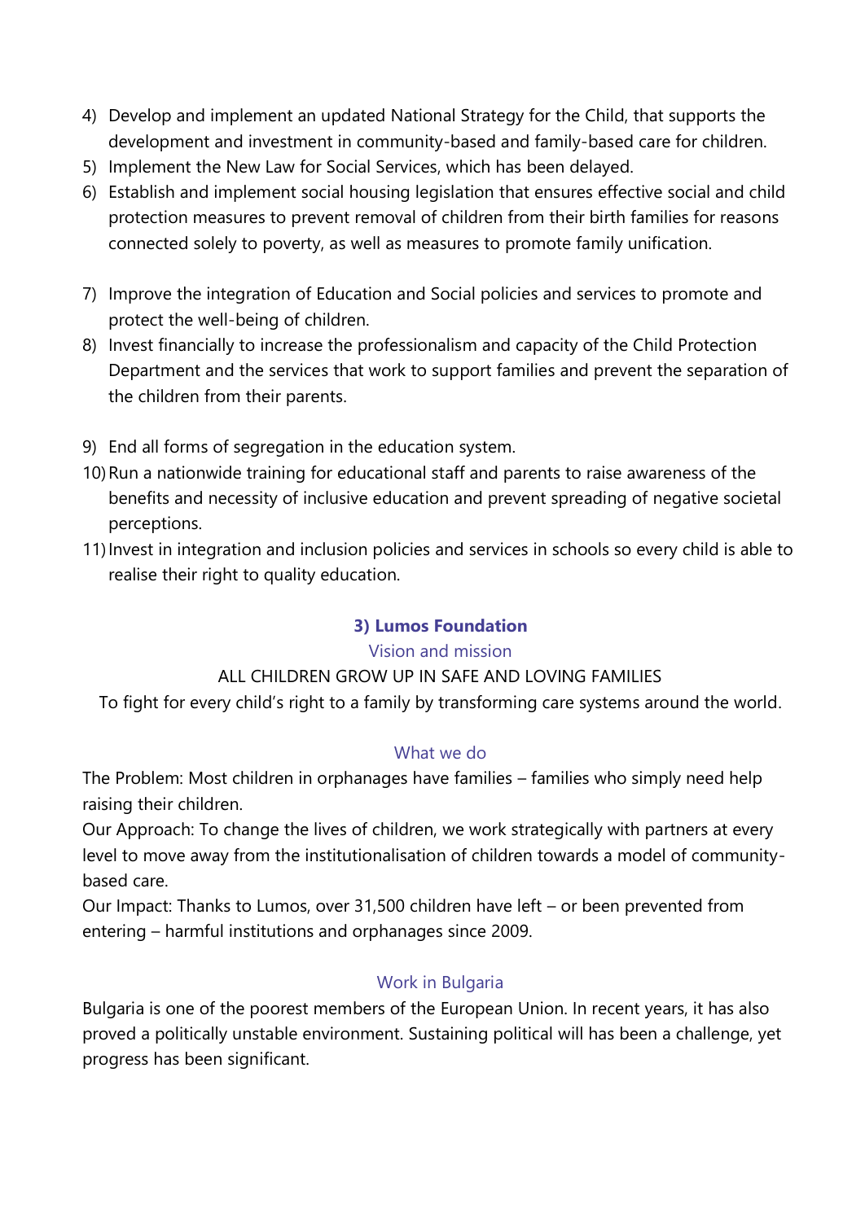4) Develop and implement an updated National Strategy for the Child, that supports the development and investment in community-based and family-based care for children.
5) Implement the New Law for Social Services, which has been delayed.
6) Establish and implement social housing legislation that ensures effective social and child protection measures to prevent removal of children from their birth families for reasons connected solely to poverty, as well as measures to promote family unification.

7) Improve the integration of Education and Social policies and services to promote and protect the well-being of children.
8) Invest financially to increase the professionalism and capacity of the Child Protection Department and the services that work to support families and prevent the separation of the children from their parents.

9) End all forms of segregation in the education system.
10) Run a nationwide training for educational staff and parents to raise awareness of the benefits and necessity of inclusive education and prevent spreading of negative societal perceptions.
11) Invest in integration and inclusion policies and services in schools so every child is able to realise their right to quality education.

### 3) Lumos Foundation

#### Vision and mission

ALL CHILDREN GROW UP IN SAFE AND LOVING FAMILIES

To fight for every child's right to a family by transforming care systems around the world.

#### What we do

The Problem: Most children in orphanages have families – families who simply need help raising their children.

Our Approach: To change the lives of children, we work strategically with partners at every level to move away from the institutionalisation of children towards a model of community-based care.

Our Impact: Thanks to Lumos, over 31,500 children have left – or been prevented from entering – harmful institutions and orphanages since 2009.

#### Work in Bulgaria

Bulgaria is one of the poorest members of the European Union. In recent years, it has also proved a politically unstable environment. Sustaining political will has been a challenge, yet progress has been significant.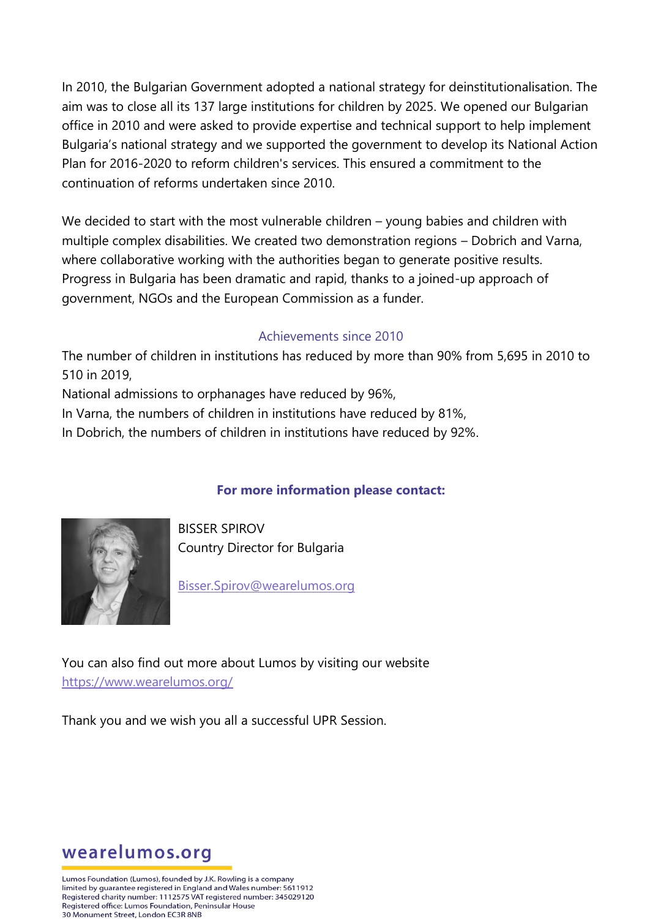In 2010, the Bulgarian Government adopted a national strategy for deinstitutionalisation. The aim was to close all its 137 large institutions for children by 2025. We opened our Bulgarian office in 2010 and were asked to provide expertise and technical support to help implement Bulgaria's national strategy and we supported the government to develop its National Action Plan for 2016-2020 to reform children's services. This ensured a commitment to the continuation of reforms undertaken since 2010.

We decided to start with the most vulnerable children – young babies and children with multiple complex disabilities. We created two demonstration regions – Dobrich and Varna, where collaborative working with the authorities began to generate positive results. Progress in Bulgaria has been dramatic and rapid, thanks to a joined-up approach of government, NGOs and the European Commission as a funder.

## Achievements since 2010

The number of children in institutions has reduced by more than 90% from 5,695 in 2010 to 510 in 2019,
National admissions to orphanages have reduced by 96%,
In Varna, the numbers of children in institutions have reduced by 81%,
In Dobrich, the numbers of children in institutions have reduced by 92%.

**For more information please contact:**

BISSER SPIROV
Country Director for Bulgaria

Bisser.Spirov@wearelumos.org

You can also find out more about Lumos by visiting our website
https://www.wearelumos.org/

Thank you and we wish you all a successful UPR Session.

wearelumos.org

Lumos Foundation (Lumos), founded by J.K. Rowling is a company limited by guarantee registered in England and Wales number: 5611912
Registered charity number: 1112575 VAT registered number: 345029120
Registered office: Lumos Foundation, Peninsular House
30 Monument Street, London EC3R 8NB